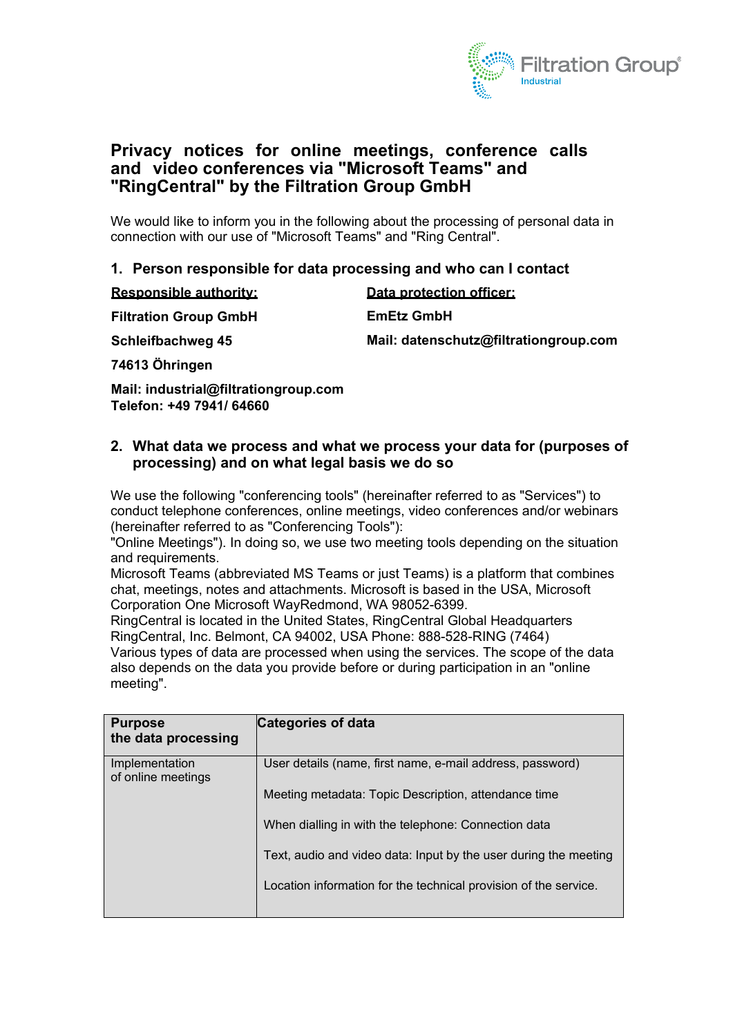# Privacy notices for online meetings, conference calls and video conferences via "Microsoft Teams" and "RingCentral" by the Filtration Group GmbH

We would like to inform you in the following about the processing of personal data in connection with our use of "Microsoft Teams" and "Ring Central".

## 1. Person responsible for data processing and who can I contact

**Responsible authority:**

**Filtration Group GmbH**

**Schleifbachweg 45**

**74613 Öhringen**

**Mail: industrial@filtrationgroup.com**
**Telefon: +49 7941/ 64660**

**Data protection officer:**

**EmEtz GmbH**

**Mail: datenschutz@filtrationgroup.com**

## 2. What data we process and what we process your data for (purposes of processing) and on what legal basis we do so

We use the following "conferencing tools" (hereinafter referred to as "Services") to conduct telephone conferences, online meetings, video conferences and/or webinars (hereinafter referred to as "Conferencing Tools"):
"Online Meetings"). In doing so, we use two meeting tools depending on the situation and requirements.
Microsoft Teams (abbreviated MS Teams or just Teams) is a platform that combines chat, meetings, notes and attachments. Microsoft is based in the USA, Microsoft Corporation One Microsoft WayRedmond, WA 98052-6399.
RingCentral is located in the United States, RingCentral Global Headquarters RingCentral, Inc. Belmont, CA 94002, USA Phone: 888-528-RING (7464)
Various types of data are processed when using the services. The scope of the data also depends on the data you provide before or during participation in an "online meeting".

| Purpose the data processing | Categories of data |
|---|---|
| Implementation of online meetings | User details (name, first name, e-mail address, password)<br><br>Meeting metadata: Topic Description, attendance time<br><br>When dialling in with the telephone: Connection data<br><br>Text, audio and video data: Input by the user during the meeting<br><br>Location information for the technical provision of the service. |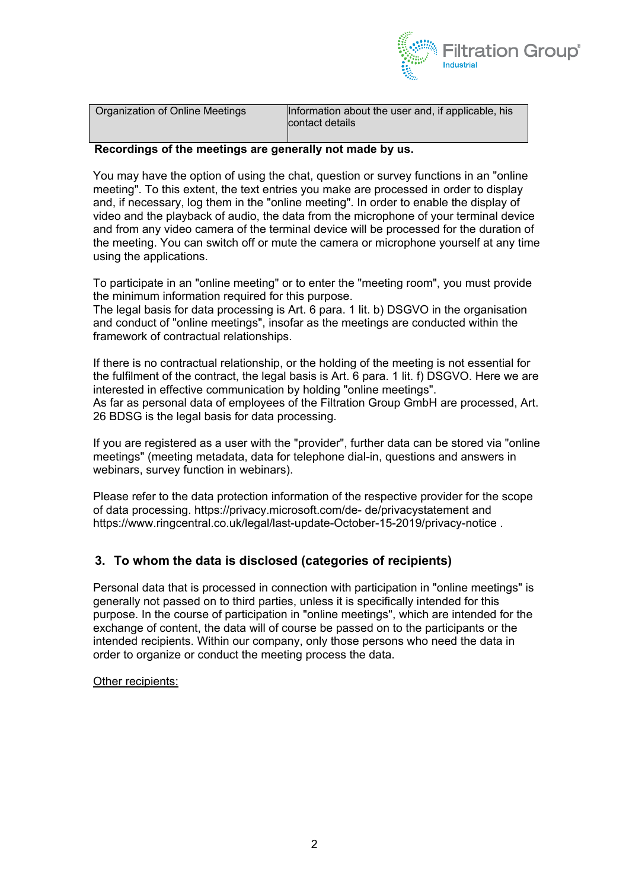| Organization of Online Meetings | Information about the user and, if applicable, his contact details |
|---|---|

**Recordings of the meetings are generally not made by us.**

You may have the option of using the chat, question or survey functions in an "online meeting". To this extent, the text entries you make are processed in order to display and, if necessary, log them in the "online meeting". In order to enable the display of video and the playback of audio, the data from the microphone of your terminal device and from any video camera of the terminal device will be processed for the duration of the meeting. You can switch off or mute the camera or microphone yourself at any time using the applications.

To participate in an "online meeting" or to enter the "meeting room", you must provide the minimum information required for this purpose.
The legal basis for data processing is Art. 6 para. 1 lit. b) DSGVO in the organisation and conduct of "online meetings", insofar as the meetings are conducted within the framework of contractual relationships.

If there is no contractual relationship, or the holding of the meeting is not essential for the fulfilment of the contract, the legal basis is Art. 6 para. 1 lit. f) DSGVO. Here we are interested in effective communication by holding "online meetings".
As far as personal data of employees of the Filtration Group GmbH are processed, Art. 26 BDSG is the legal basis for data processing.

If you are registered as a user with the "provider", further data can be stored via "online meetings" (meeting metadata, data for telephone dial-in, questions and answers in webinars, survey function in webinars).

Please refer to the data protection information of the respective provider for the scope of data processing. https://privacy.microsoft.com/de- de/privacystatement and https://www.ringcentral.co.uk/legal/last-update-October-15-2019/privacy-notice .

## 3. To whom the data is disclosed (categories of recipients)

Personal data that is processed in connection with participation in "online meetings" is generally not passed on to third parties, unless it is specifically intended for this purpose. In the course of participation in "online meetings", which are intended for the exchange of content, the data will of course be passed on to the participants or the intended recipients. Within our company, only those persons who need the data in order to organize or conduct the meeting process the data.

<u>Other recipients:</u>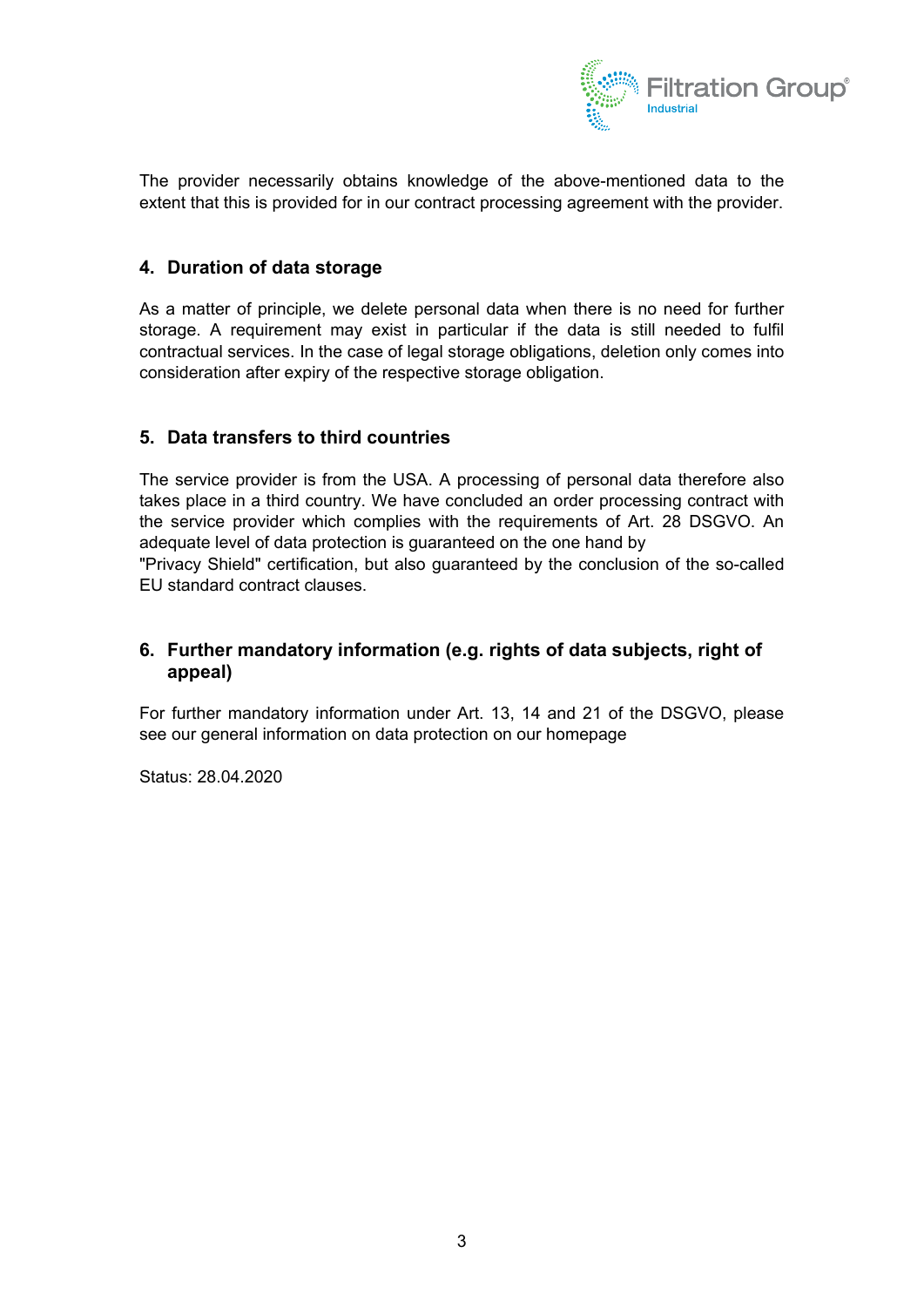The provider necessarily obtains knowledge of the above-mentioned data to the extent that this is provided for in our contract processing agreement with the provider.

## 4. Duration of data storage

As a matter of principle, we delete personal data when there is no need for further storage. A requirement may exist in particular if the data is still needed to fulfil contractual services. In the case of legal storage obligations, deletion only comes into consideration after expiry of the respective storage obligation.

## 5. Data transfers to third countries

The service provider is from the USA. A processing of personal data therefore also takes place in a third country. We have concluded an order processing contract with the service provider which complies with the requirements of Art. 28 DSGVO. An adequate level of data protection is guaranteed on the one hand by "Privacy Shield" certification, but also guaranteed by the conclusion of the so-called EU standard contract clauses.

## 6. Further mandatory information (e.g. rights of data subjects, right of appeal)

For further mandatory information under Art. 13, 14 and 21 of the DSGVO, please see our general information on data protection on our homepage

Status: 28.04.2020